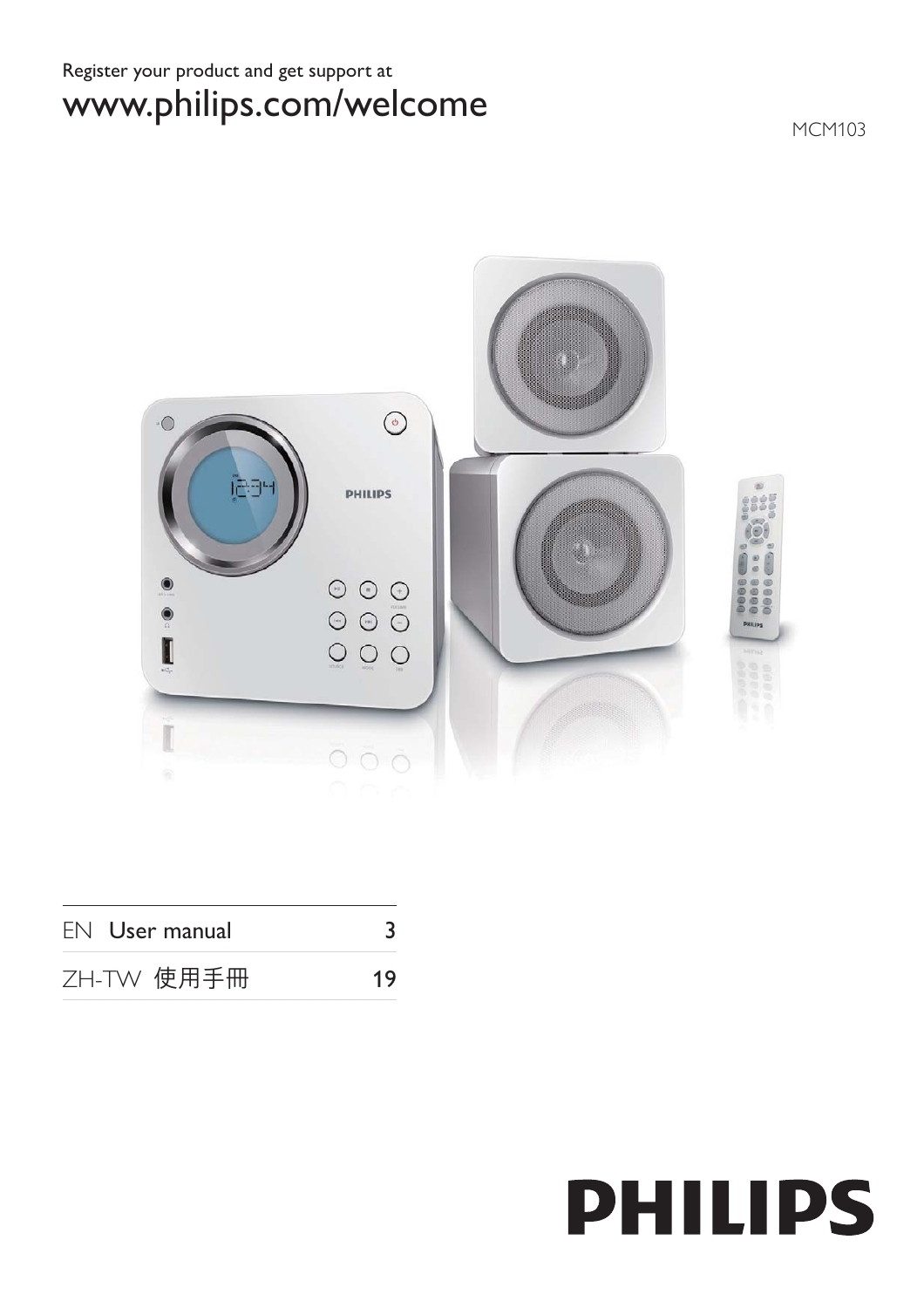Register your product and get support at

# www.philips.com/welcome

MCM103

| EN | User manual | 3 |
|---|---|---|
| ZH-TW | 使用手冊 | 19 |

PHILIPS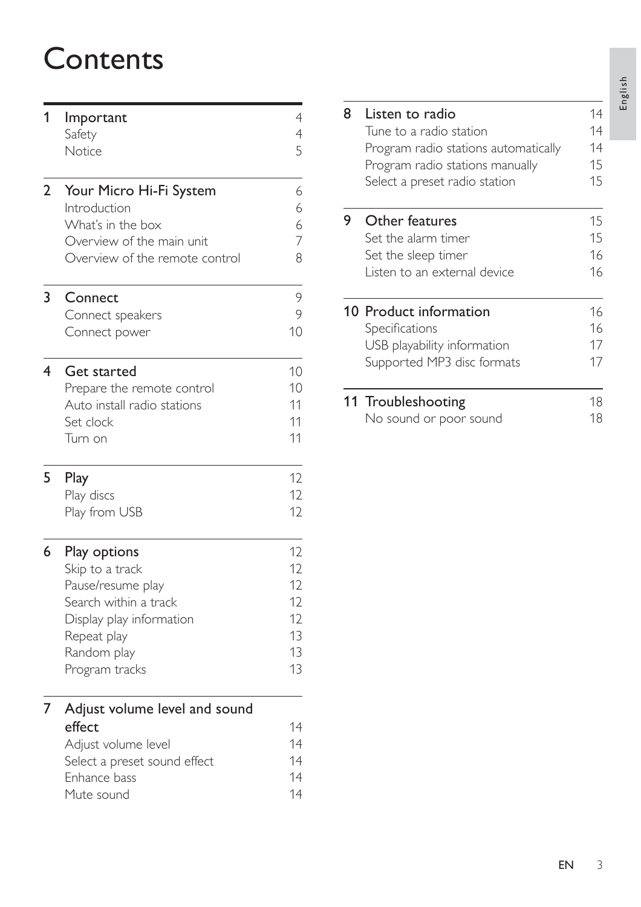# Contents

| | | |
|---|---|---|
| **1** | **Important** | **4** |
| | Safety | 4 |
| | Notice | 5 |
| **2** | **Your Micro Hi-Fi System** | **6** |
| | Introduction | 6 |
| | What's in the box | 6 |
| | Overview of the main unit | 7 |
| | Overview of the remote control | 8 |
| **3** | **Connect** | **9** |
| | Connect speakers | 9 |
| | Connect power | 10 |
| **4** | **Get started** | **10** |
| | Prepare the remote control | 10 |
| | Auto install radio stations | 11 |
| | Set clock | 11 |
| | Turn on | 11 |
| **5** | **Play** | **12** |
| | Play discs | 12 |
| | Play from USB | 12 |
| **6** | **Play options** | **12** |
| | Skip to a track | 12 |
| | Pause/resume play | 12 |
| | Search within a track | 12 |
| | Display play information | 12 |
| | Repeat play | 13 |
| | Random play | 13 |
| | Program tracks | 13 |
| **7** | **Adjust volume level and sound effect** | **14** |
| | Adjust volume level | 14 |
| | Select a preset sound effect | 14 |
| | Enhance bass | 14 |
| | Mute sound | 14 |
| **8** | **Listen to radio** | **14** |
| | Tune to a radio station | 14 |
| | Program radio stations automatically | 14 |
| | Program radio stations manually | 15 |
| | Select a preset radio station | 15 |
| **9** | **Other features** | **15** |
| | Set the alarm timer | 15 |
| | Set the sleep timer | 16 |
| | Listen to an external device | 16 |
| **10** | **Product information** | **16** |
| | Specifications | 16 |
| | USB playability information | 17 |
| | Supported MP3 disc formats | 17 |
| **11** | **Troubleshooting** | **18** |
| | No sound or poor sound | 18 |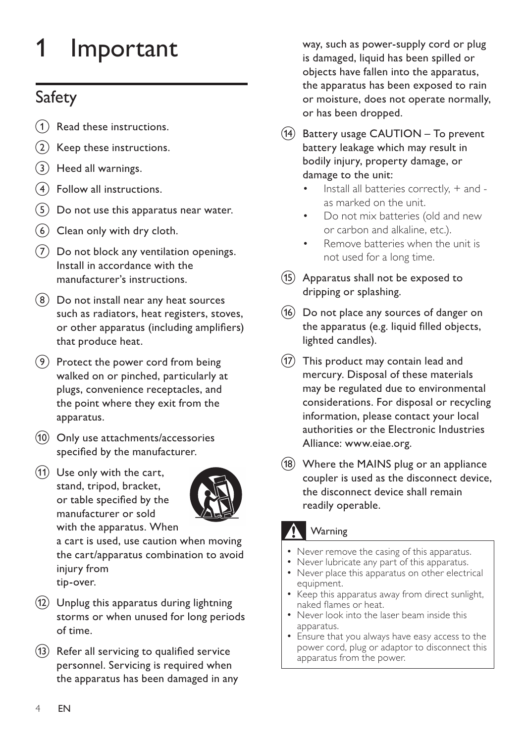# 1 Important

## Safety

1. Read these instructions.
2. Keep these instructions.
3. Heed all warnings.
4. Follow all instructions.
5. Do not use this apparatus near water.
6. Clean only with dry cloth.
7. Do not block any ventilation openings. Install in accordance with the manufacturer's instructions.
8. Do not install near any heat sources such as radiators, heat registers, stoves, or other apparatus (including amplifiers) that produce heat.
9. Protect the power cord from being walked on or pinched, particularly at plugs, convenience receptacles, and the point where they exit from the apparatus.
10. Only use attachments/accessories specified by the manufacturer.
11. Use only with the cart, stand, tripod, bracket, or table specified by the manufacturer or sold with the apparatus. When a cart is used, use caution when moving the cart/apparatus combination to avoid injury from tip-over.
12. Unplug this apparatus during lightning storms or when unused for long periods of time.
13. Refer all servicing to qualified service personnel. Servicing is required when the apparatus has been damaged in any way, such as power-supply cord or plug is damaged, liquid has been spilled or objects have fallen into the apparatus, the apparatus has been exposed to rain or moisture, does not operate normally, or has been dropped.
14. Battery usage CAUTION – To prevent battery leakage which may result in bodily injury, property damage, or damage to the unit:
    - Install all batteries correctly, + and - as marked on the unit.
    - Do not mix batteries (old and new or carbon and alkaline, etc.).
    - Remove batteries when the unit is not used for a long time.
15. Apparatus shall not be exposed to dripping or splashing.
16. Do not place any sources of danger on the apparatus (e.g. liquid filled objects, lighted candles).
17. This product may contain lead and mercury. Disposal of these materials may be regulated due to environmental considerations. For disposal or recycling information, please contact your local authorities or the Electronic Industries Alliance: www.eiae.org.
18. Where the MAINS plug or an appliance coupler is used as the disconnect device, the disconnect device shall remain readily operable.

**Warning**

- Never remove the casing of this apparatus.
- Never lubricate any part of this apparatus.
- Never place this apparatus on other electrical equipment.
- Keep this apparatus away from direct sunlight, naked flames or heat.
- Never look into the laser beam inside this apparatus.
- Ensure that you always have easy access to the power cord, plug or adaptor to disconnect this apparatus from the power.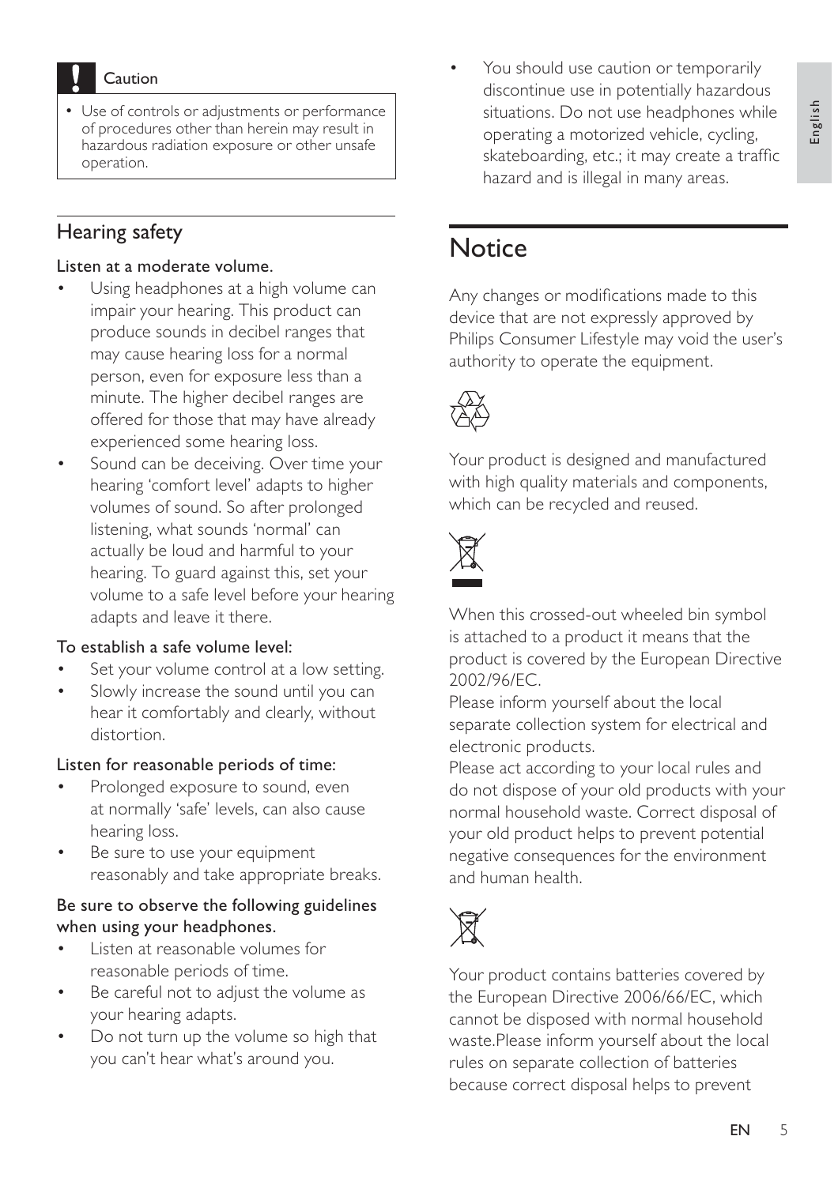**Caution**

- Use of controls or adjustments or performance of procedures other than herein may result in hazardous radiation exposure or other unsafe operation.

## Hearing safety

**Listen at a moderate volume.**

- Using headphones at a high volume can impair your hearing. This product can produce sounds in decibel ranges that may cause hearing loss for a normal person, even for exposure less than a minute. The higher decibel ranges are offered for those that may have already experienced some hearing loss.
- Sound can be deceiving. Over time your hearing 'comfort level' adapts to higher volumes of sound. So after prolonged listening, what sounds 'normal' can actually be loud and harmful to your hearing. To guard against this, set your volume to a safe level before your hearing adapts and leave it there.

**To establish a safe volume level:**

- Set your volume control at a low setting.
- Slowly increase the sound until you can hear it comfortably and clearly, without distortion.

**Listen for reasonable periods of time:**

- Prolonged exposure to sound, even at normally 'safe' levels, can also cause hearing loss.
- Be sure to use your equipment reasonably and take appropriate breaks.

**Be sure to observe the following guidelines when using your headphones.**

- Listen at reasonable volumes for reasonable periods of time.
- Be careful not to adjust the volume as your hearing adapts.
- Do not turn up the volume so high that you can't hear what's around you.
- You should use caution or temporarily discontinue use in potentially hazardous situations. Do not use headphones while operating a motorized vehicle, cycling, skateboarding, etc.; it may create a traffic hazard and is illegal in many areas.

# Notice

Any changes or modifications made to this device that are not expressly approved by Philips Consumer Lifestyle may void the user's authority to operate the equipment.

Your product is designed and manufactured with high quality materials and components, which can be recycled and reused.

When this crossed-out wheeled bin symbol is attached to a product it means that the product is covered by the European Directive 2002/96/EC.
Please inform yourself about the local separate collection system for electrical and electronic products.
Please act according to your local rules and do not dispose of your old products with your normal household waste. Correct disposal of your old product helps to prevent potential negative consequences for the environment and human health.

Your product contains batteries covered by the European Directive 2006/66/EC, which cannot be disposed with normal household waste.Please inform yourself about the local rules on separate collection of batteries because correct disposal helps to prevent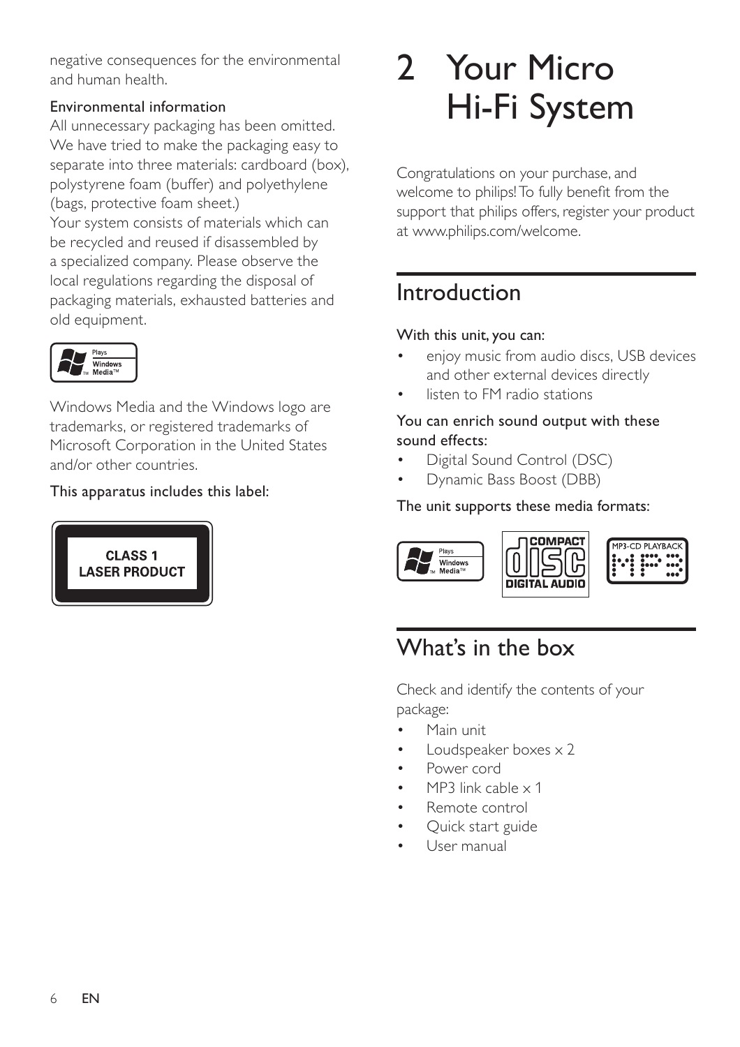negative consequences for the environmental and human health.

Environmental information

All unnecessary packaging has been omitted. We have tried to make the packaging easy to separate into three materials: cardboard (box), polystyrene foam (buffer) and polyethylene (bags, protective foam sheet.)

Your system consists of materials which can be recycled and reused if disassembled by a specialized company. Please observe the local regulations regarding the disposal of packaging materials, exhausted batteries and old equipment.

Windows Media and the Windows logo are trademarks, or registered trademarks of Microsoft Corporation in the United States and/or other countries.

This apparatus includes this label:

CLASS 1
LASER PRODUCT

# 2 Your Micro Hi-Fi System

Congratulations on your purchase, and welcome to philips! To fully benefit from the support that philips offers, register your product at www.philips.com/welcome.

## Introduction

With this unit, you can:

- enjoy music from audio discs, USB devices and other external devices directly
- listen to FM radio stations

You can enrich sound output with these sound effects:

- Digital Sound Control (DSC)
- Dynamic Bass Boost (DBB)

The unit supports these media formats:

## What's in the box

Check and identify the contents of your package:

- Main unit
- Loudspeaker boxes x 2
- Power cord
- MP3 link cable x 1
- Remote control
- Quick start guide
- User manual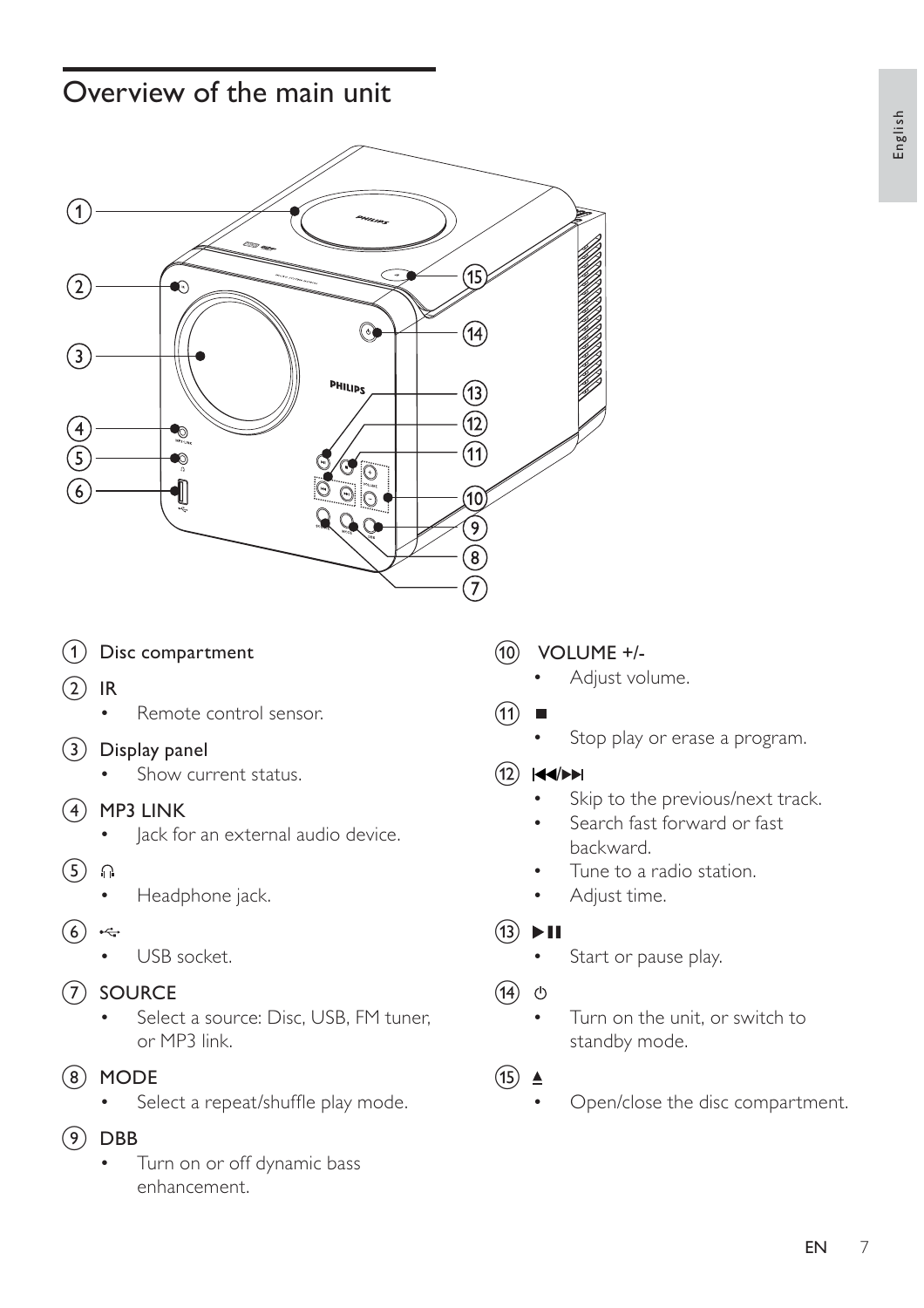# Overview of the main unit

1. **Disc compartment**
2. **IR**
   - Remote control sensor.
3. **Display panel**
   - Show current status.
4. **MP3 LINK**
   - Jack for an external audio device.
5. **🎧**
   - Headphone jack.
6. **⭠ (USB)**
   - USB socket.
7. **SOURCE**
   - Select a source: Disc, USB, FM tuner, or MP3 link.
8. **MODE**
   - Select a repeat/shuffle play mode.
9. **DBB**
   - Turn on or off dynamic bass enhancement.
10. **VOLUME +/-**
    - Adjust volume.
11. **■**
    - Stop play or erase a program.
12. **⏮/⏭**
    - Skip to the previous/next track.
    - Search fast forward or fast backward.
    - Tune to a radio station.
    - Adjust time.
13. **▶❚❚**
    - Start or pause play.
14. **⏻**
    - Turn on the unit, or switch to standby mode.
15. **⏏**
    - Open/close the disc compartment.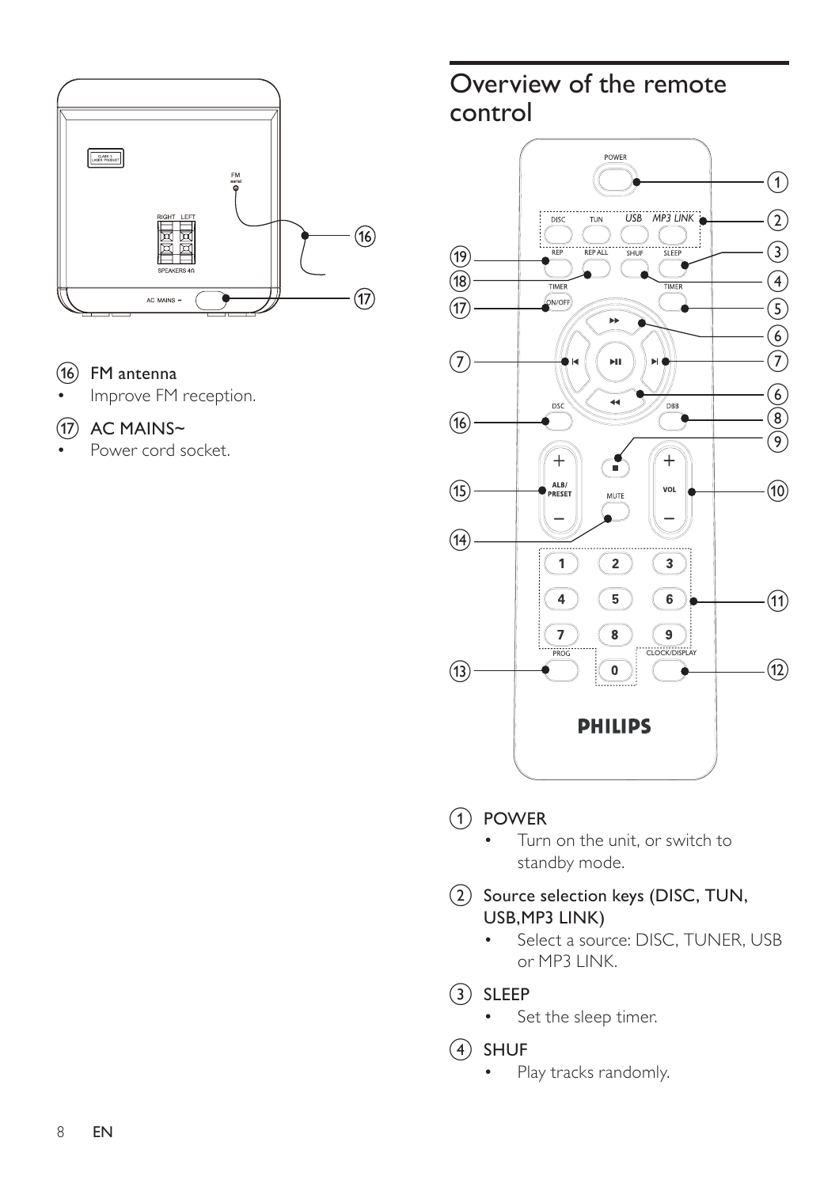16. **FM antenna**
    - Improve FM reception.

17. **AC MAINS~**
    - Power cord socket.

## Overview of the remote control

1. **POWER**
    - Turn on the unit, or switch to standby mode.

2. **Source selection keys (DISC, TUN, USB,MP3 LINK)**
    - Select a source: DISC, TUNER, USB or MP3 LINK.

3. **SLEEP**
    - Set the sleep timer.

4. **SHUF**
    - Play tracks randomly.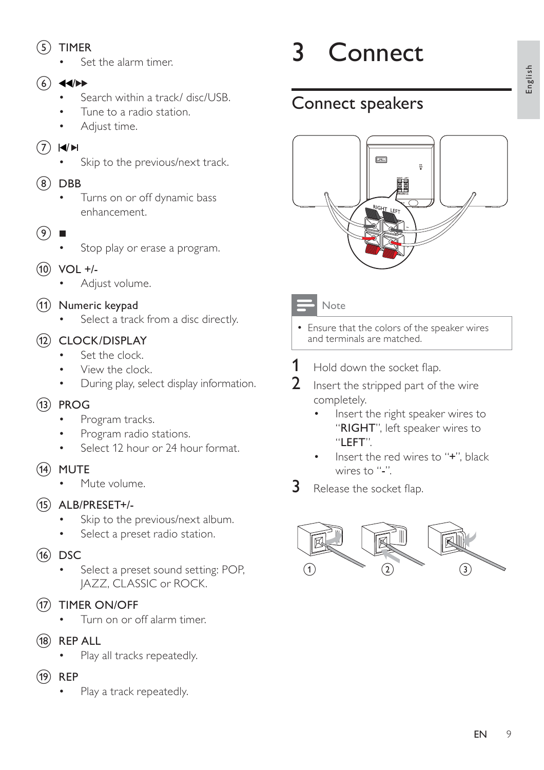⑤ TIMER

- Set the alarm timer.

⑥ ◀◀/▶▶

- Search within a track/ disc/USB.
- Tune to a radio station.
- Adjust time.

⑦ |◀/▶|

- Skip to the previous/next track.

⑧ DBB

- Turns on or off dynamic bass enhancement.

⑨ ■

- Stop play or erase a program.

⑩ VOL +/-

- Adjust volume.

⑪ Numeric keypad

- Select a track from a disc directly.

⑫ CLOCK/DISPLAY

- Set the clock.
- View the clock.
- During play, select display information.

⑬ PROG

- Program tracks.
- Program radio stations.
- Select 12 hour or 24 hour format.

⑭ MUTE

- Mute volume.

⑮ ALB/PRESET+/-

- Skip to the previous/next album.
- Select a preset radio station.

⑯ DSC

- Select a preset sound setting: POP, JAZZ, CLASSIC or ROCK.

⑰ TIMER ON/OFF

- Turn on or off alarm timer.

⑱ REP ALL

- Play all tracks repeatedly.

⑲ REP

- Play a track repeatedly.

# 3 Connect

## Connect speakers

**Note**

- Ensure that the colors of the speaker wires and terminals are matched.

1. Hold down the socket flap.
2. Insert the stripped part of the wire completely.
   - Insert the right speaker wires to "**RIGHT**", left speaker wires to "**LEFT**".
   - Insert the red wires to "**+**", black wires to "**-**".
3. Release the socket flap.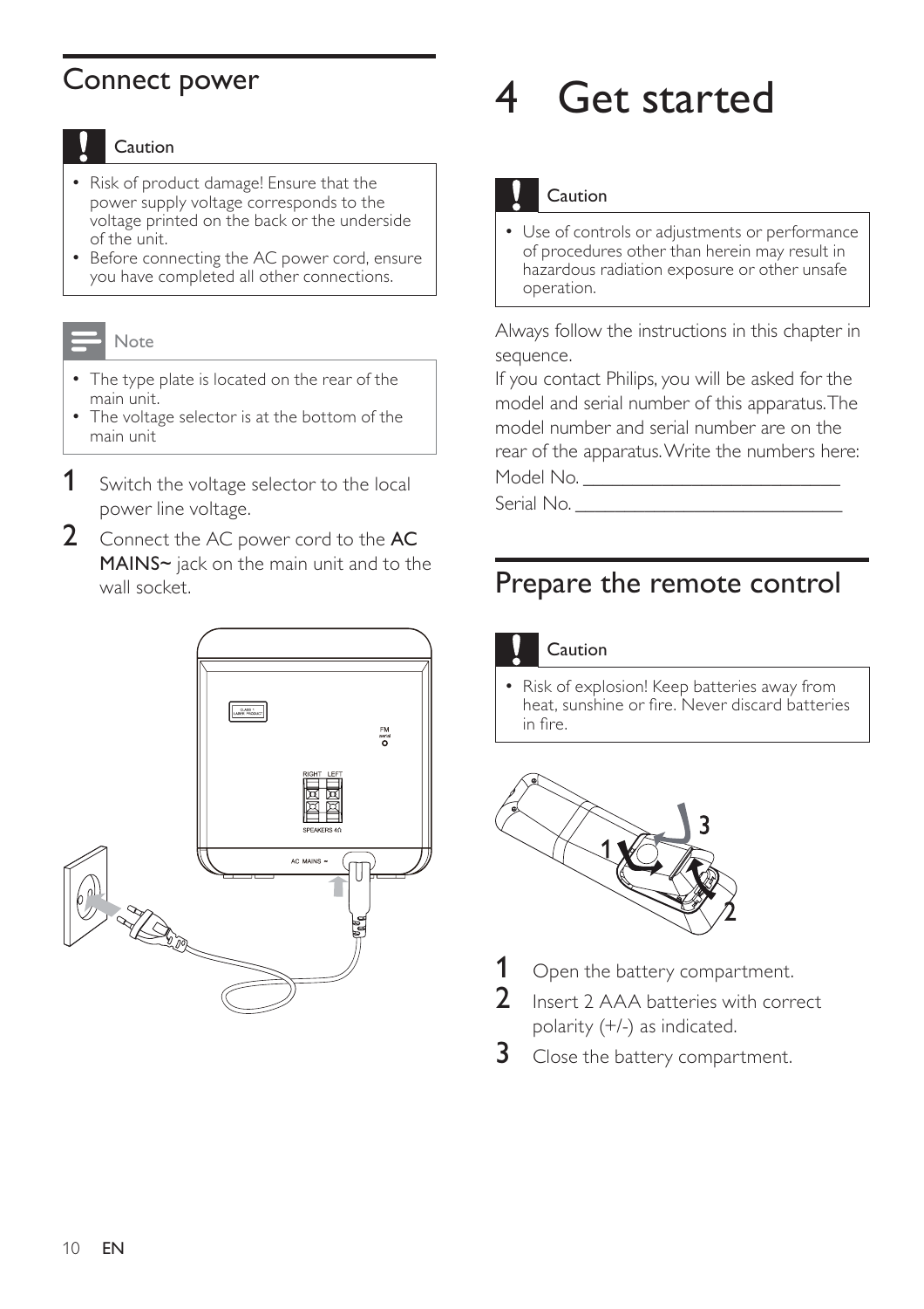## Connect power

**Caution**

- Risk of product damage! Ensure that the power supply voltage corresponds to the voltage printed on the back or the underside of the unit.
- Before connecting the AC power cord, ensure you have completed all other connections.

**Note**

- The type plate is located on the rear of the main unit.
- The voltage selector is at the bottom of the main unit

1. Switch the voltage selector to the local power line voltage.
2. Connect the AC power cord to the **AC MAINS~** jack on the main unit and to the wall socket.

# 4 Get started

**Caution**

- Use of controls or adjustments or performance of procedures other than herein may result in hazardous radiation exposure or other unsafe operation.

Always follow the instructions in this chapter in sequence.

If you contact Philips, you will be asked for the model and serial number of this apparatus. The model number and serial number are on the rear of the apparatus. Write the numbers here:

Model No. ___________________________

Serial No. ___________________________

## Prepare the remote control

**Caution**

- Risk of explosion! Keep batteries away from heat, sunshine or fire. Never discard batteries in fire.

1. Open the battery compartment.
2. Insert 2 AAA batteries with correct polarity (+/-) as indicated.
3. Close the battery compartment.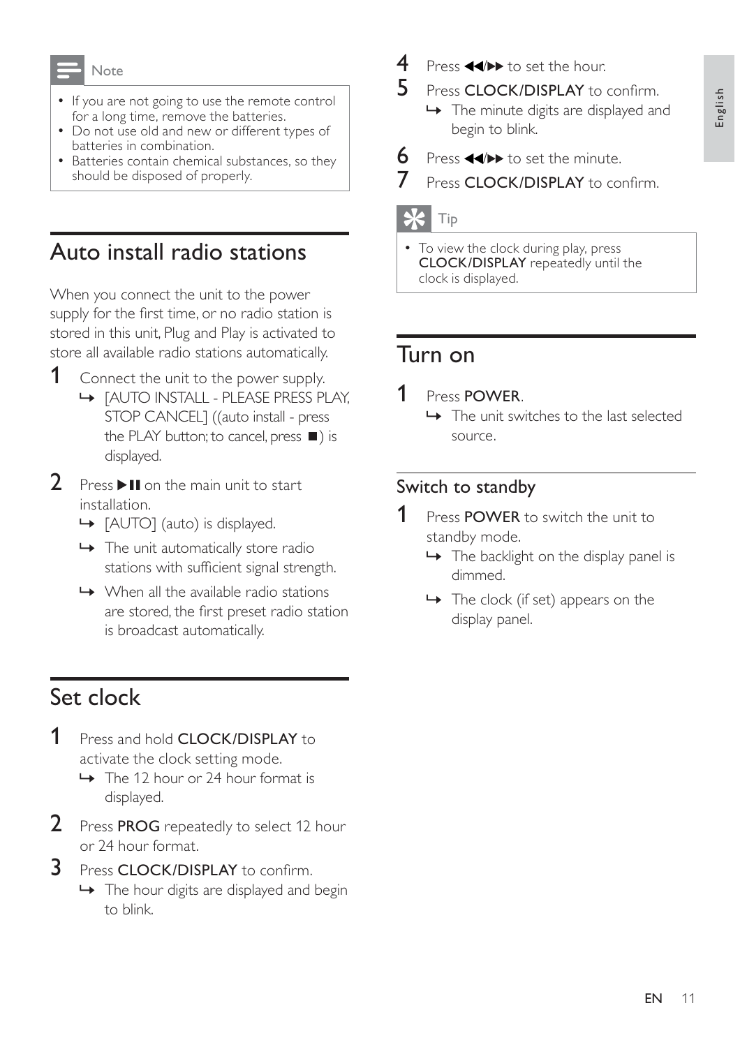> **Note**
>
> - If you are not going to use the remote control for a long time, remove the batteries.
> - Do not use old and new or different types of batteries in combination.
> - Batteries contain chemical substances, so they should be disposed of properly.

## Auto install radio stations

When you connect the unit to the power supply for the first time, or no radio station is stored in this unit, Plug and Play is activated to store all available radio stations automatically.

1. Connect the unit to the power supply.
   - ↳ [AUTO INSTALL - PLEASE PRESS PLAY, STOP CANCEL] ((auto install - press the PLAY button; to cancel, press ■) is displayed.
2. Press ▶❚❚ on the main unit to start installation.
   - ↳ [AUTO] (auto) is displayed.
   - ↳ The unit automatically store radio stations with sufficient signal strength.
   - ↳ When all the available radio stations are stored, the first preset radio station is broadcast automatically.

## Set clock

1. Press and hold **CLOCK/DISPLAY** to activate the clock setting mode.
   - ↳ The 12 hour or 24 hour format is displayed.
2. Press **PROG** repeatedly to select 12 hour or 24 hour format.
3. Press **CLOCK/DISPLAY** to confirm.
   - ↳ The hour digits are displayed and begin to blink.
4. Press ◀◀/▶▶ to set the hour.
5. Press **CLOCK/DISPLAY** to confirm.
   - ↳ The minute digits are displayed and begin to blink.
6. Press ◀◀/▶▶ to set the minute.
7. Press **CLOCK/DISPLAY** to confirm.

> **Tip**
>
> - To view the clock during play, press **CLOCK/DISPLAY** repeatedly until the clock is displayed.

## Turn on

1. Press **POWER**.
   - ↳ The unit switches to the last selected source.

### Switch to standby

1. Press **POWER** to switch the unit to standby mode.
   - ↳ The backlight on the display panel is dimmed.
   - ↳ The clock (if set) appears on the display panel.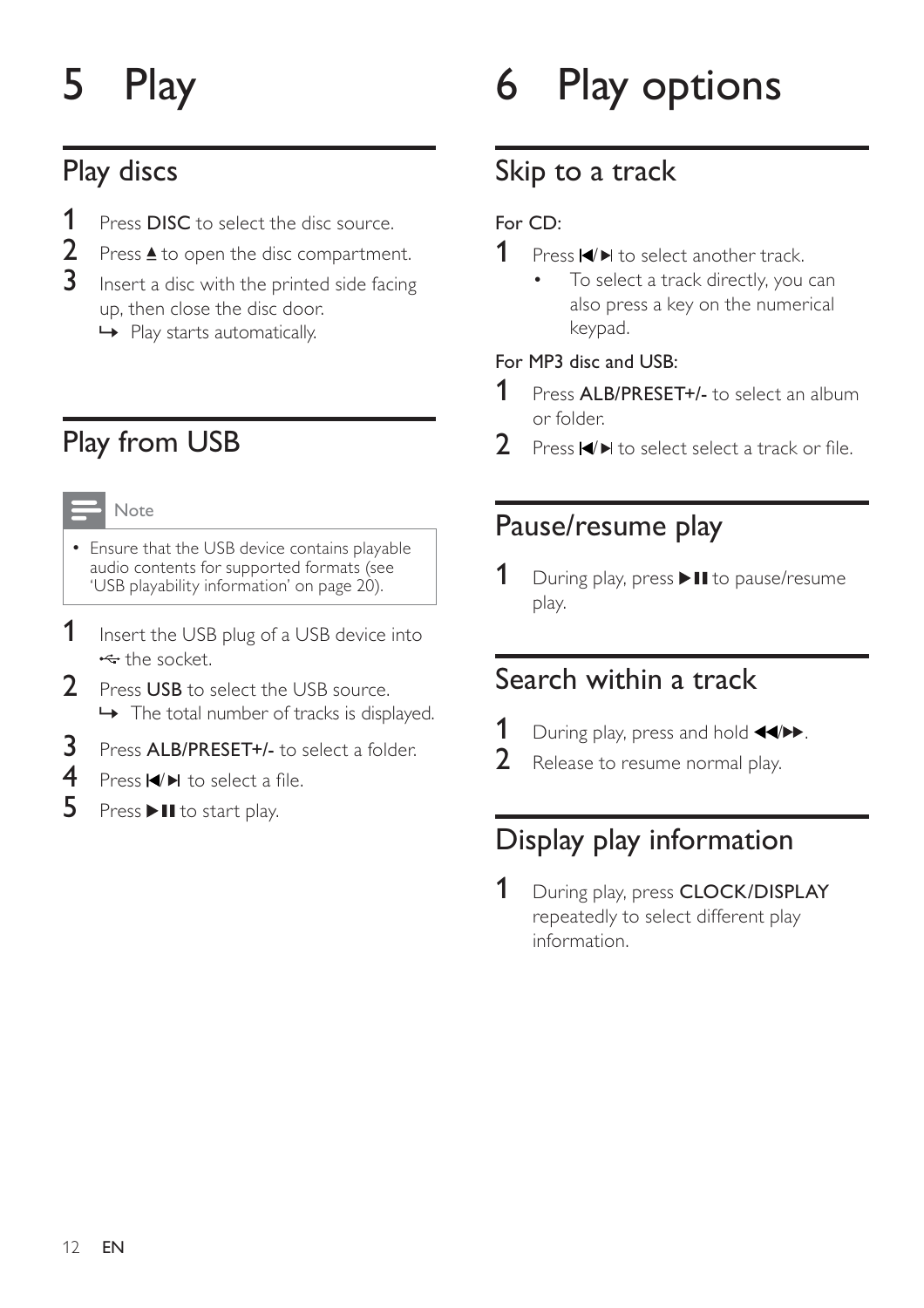# 5 Play

## Play discs

1. Press **DISC** to select the disc source.
2. Press ▲ to open the disc compartment.
3. Insert a disc with the printed side facing up, then close the disc door.
   ↳ Play starts automatically.

## Play from USB

**Note**

- Ensure that the USB device contains playable audio contents for supported formats (see 'USB playability information' on page 20).

1. Insert the USB plug of a USB device into the socket.
2. Press **USB** to select the USB source.
   ↳ The total number of tracks is displayed.
3. Press **ALB/PRESET+/-** to select a folder.
4. Press ⏮/⏭ to select a file.
5. Press ▶❚❚ to start play.

# 6 Play options

## Skip to a track

For CD:

1. Press ⏮/⏭ to select another track.
   - To select a track directly, you can also press a key on the numerical keypad.

For MP3 disc and USB:

1. Press **ALB/PRESET+/-** to select an album or folder.
2. Press ⏮/⏭ to select select a track or file.

## Pause/resume play

1. During play, press ▶❚❚ to pause/resume play.

## Search within a track

1. During play, press and hold ◀◀/▶▶.
2. Release to resume normal play.

## Display play information

1. During play, press **CLOCK/DISPLAY** repeatedly to select different play information.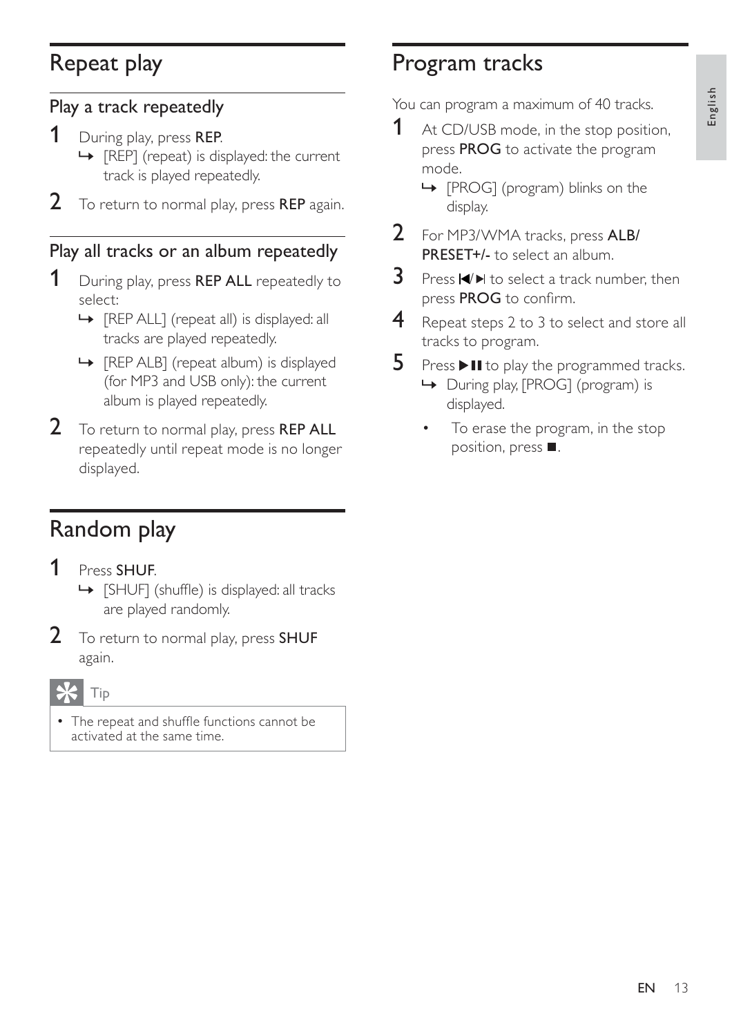# Repeat play

## Play a track repeatedly

1. During play, press **REP**.
   - ↳ [REP] (repeat) is displayed: the current track is played repeatedly.
2. To return to normal play, press **REP** again.

## Play all tracks or an album repeatedly

1. During play, press **REP ALL** repeatedly to select:
   - ↳ [REP ALL] (repeat all) is displayed: all tracks are played repeatedly.
   - ↳ [REP ALB] (repeat album) is displayed (for MP3 and USB only): the current album is played repeatedly.
2. To return to normal play, press **REP ALL** repeatedly until repeat mode is no longer displayed.

# Random play

1. Press **SHUF**.
   - ↳ [SHUF] (shuffle) is displayed: all tracks are played randomly.
2. To return to normal play, press **SHUF** again.

**Tip**

- The repeat and shuffle functions cannot be activated at the same time.

# Program tracks

You can program a maximum of 40 tracks.

1. At CD/USB mode, in the stop position, press **PROG** to activate the program mode.
   - ↳ [PROG] (program) blinks on the display.
2. For MP3/WMA tracks, press **ALB/ PRESET+/-** to select an album.
3. Press ⏮/⏭ to select a track number, then press **PROG** to confirm.
4. Repeat steps 2 to 3 to select and store all tracks to program.
5. Press ▶❚❚ to play the programmed tracks.
   - ↳ During play, [PROG] (program) is displayed.
   - To erase the program, in the stop position, press ■.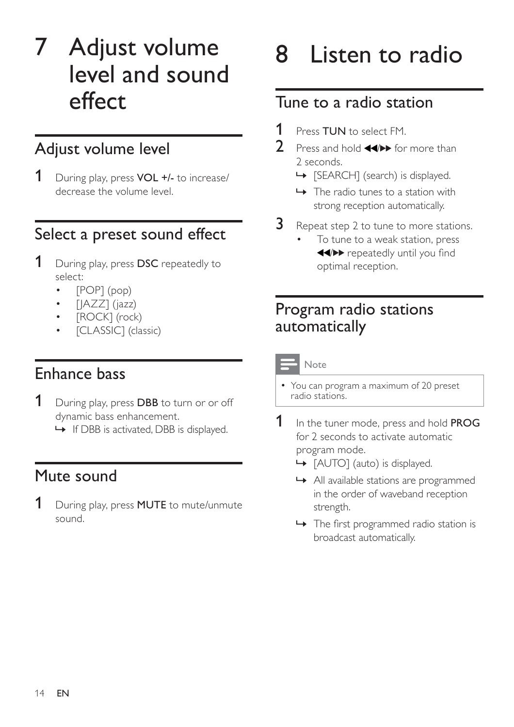# 7 Adjust volume level and sound effect

## Adjust volume level

1. During play, press **VOL +/-** to increase/decrease the volume level.

## Select a preset sound effect

1. During play, press **DSC** repeatedly to select:
   - [POP] (pop)
   - [JAZZ] (jazz)
   - [ROCK] (rock)
   - [CLASSIC] (classic)

## Enhance bass

1. During play, press **DBB** to turn or or off dynamic bass enhancement.
   ↳ If DBB is activated, DBB is displayed.

## Mute sound

1. During play, press **MUTE** to mute/unmute sound.

# 8 Listen to radio

## Tune to a radio station

1. Press **TUN** to select FM.
2. Press and hold ◀◀/▶▶ for more than 2 seconds.
   ↳ [SEARCH] (search) is displayed.
   ↳ The radio tunes to a station with strong reception automatically.
3. Repeat step 2 to tune to more stations.
   - To tune to a weak station, press ◀◀/▶▶ repeatedly until you find optimal reception.

## Program radio stations automatically

**Note**

- You can program a maximum of 20 preset radio stations.

1. In the tuner mode, press and hold **PROG** for 2 seconds to activate automatic program mode.
   ↳ [AUTO] (auto) is displayed.
   ↳ All available stations are programmed in the order of waveband reception strength.
   ↳ The first programmed radio station is broadcast automatically.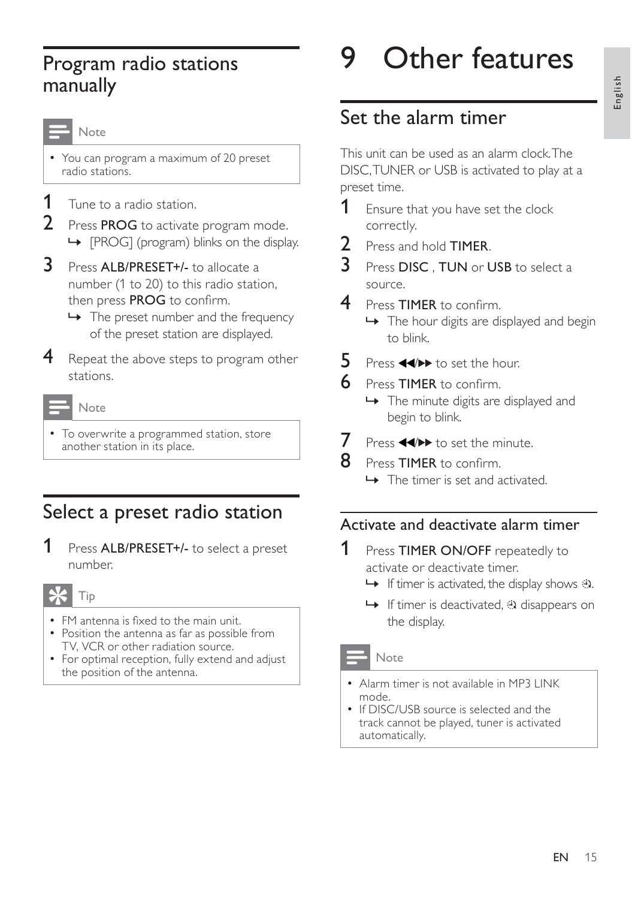## Program radio stations manually

Note

- You can program a maximum of 20 preset radio stations.

1. Tune to a radio station.
2. Press **PROG** to activate program mode.
   - ↳ [PROG] (program) blinks on the display.
3. Press **ALB/PRESET+/-** to allocate a number (1 to 20) to this radio station, then press **PROG** to confirm.
   - ↳ The preset number and the frequency of the preset station are displayed.
4. Repeat the above steps to program other stations.

Note

- To overwrite a programmed station, store another station in its place.

## Select a preset radio station

1. Press **ALB/PRESET+/-** to select a preset number.

Tip

- FM antenna is fixed to the main unit.
- Position the antenna as far as possible from TV, VCR or other radiation source.
- For optimal reception, fully extend and adjust the position of the antenna.

# 9 Other features

## Set the alarm timer

This unit can be used as an alarm clock. The DISC, TUNER or USB is activated to play at a preset time.

1. Ensure that you have set the clock correctly.
2. Press and hold **TIMER**.
3. Press **DISC** , **TUN** or **USB** to select a source.
4. Press **TIMER** to confirm.
   - ↳ The hour digits are displayed and begin to blink.
5. Press **◀◀/▶▶** to set the hour.
6. Press **TIMER** to confirm.
   - ↳ The minute digits are displayed and begin to blink.
7. Press **◀◀/▶▶** to set the minute.
8. Press **TIMER** to confirm.
   - ↳ The timer is set and activated.

### Activate and deactivate alarm timer

1. Press **TIMER ON/OFF** repeatedly to activate or deactivate timer.
   - ↳ If timer is activated, the display shows ⏲.
   - ↳ If timer is deactivated, ⏲ disappears on the display.

Note

- Alarm timer is not available in MP3 LINK mode.
- If DISC/USB source is selected and the track cannot be played, tuner is activated automatically.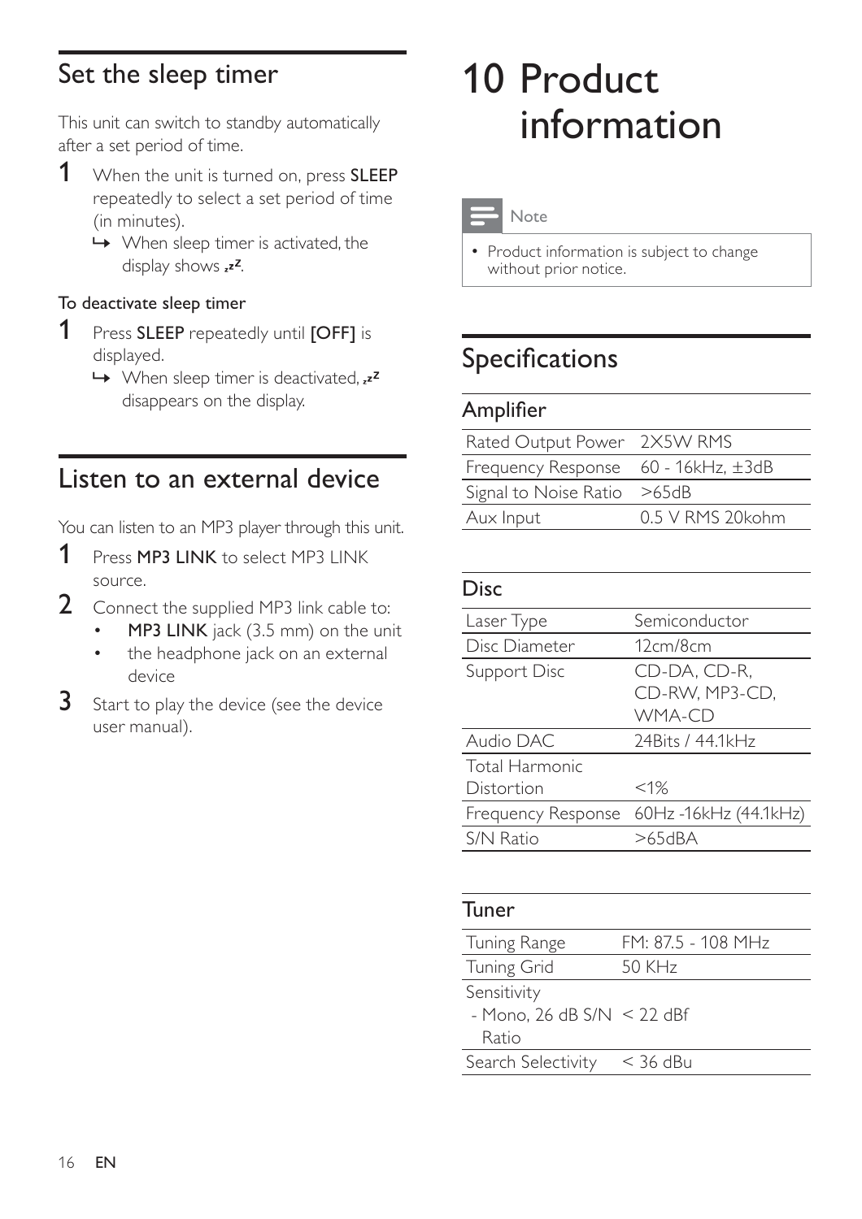## Set the sleep timer

This unit can switch to standby automatically after a set period of time.

1. When the unit is turned on, press **SLEEP** repeatedly to select a set period of time (in minutes).
   - ↳ When sleep timer is activated, the display shows ᶻᶻ.

**To deactivate sleep timer**

1. Press **SLEEP** repeatedly until **[OFF]** is displayed.
   - ↳ When sleep timer is deactivated, ᶻᶻ disappears on the display.

## Listen to an external device

You can listen to an MP3 player through this unit.

1. Press **MP3 LINK** to select MP3 LINK source.
2. Connect the supplied MP3 link cable to:
   - **MP3 LINK** jack (3.5 mm) on the unit
   - the headphone jack on an external device
3. Start to play the device (see the device user manual).

# 10 Product information

> **Note**
>
> - Product information is subject to change without prior notice.

## Specifications

### Amplifier

| | |
|---|---|
| Rated Output Power | 2X5W RMS |
| Frequency Response | 60 - 16kHz, ±3dB |
| Signal to Noise Ratio | >65dB |
| Aux Input | 0.5 V RMS 20kohm |

### Disc

| | |
|---|---|
| Laser Type | Semiconductor |
| Disc Diameter | 12cm/8cm |
| Support Disc | CD-DA, CD-R, CD-RW, MP3-CD, WMA-CD |
| Audio DAC | 24Bits / 44.1kHz |
| Total Harmonic Distortion | <1% |
| Frequency Response | 60Hz -16kHz (44.1kHz) |
| S/N Ratio | >65dBA |

### Tuner

| | |
|---|---|
| Tuning Range | FM: 87.5 - 108 MHz |
| Tuning Grid | 50 KHz |
| Sensitivity - Mono, 26 dB S/N Ratio | < 22 dBf |
| Search Selectivity | < 36 dBu |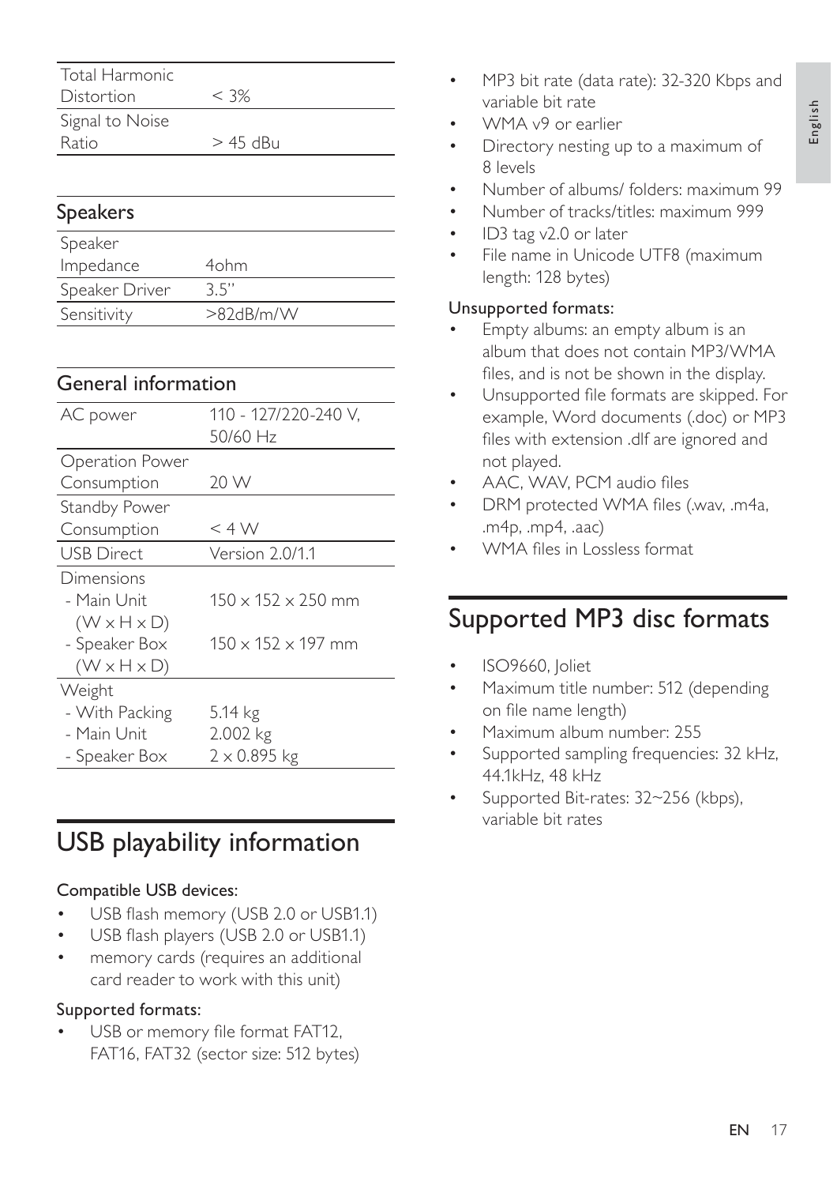| | |
|---|---|
| Total Harmonic Distortion | < 3% |
| Signal to Noise Ratio | > 45 dBu |

## Speakers

| | |
|---|---|
| Speaker Impedance | 4ohm |
| Speaker Driver | 3.5" |
| Sensitivity | >82dB/m/W |

## General information

| | |
|---|---|
| AC power | 110 - 127/220-240 V, 50/60 Hz |
| Operation Power Consumption | 20 W |
| Standby Power Consumption | < 4 W |
| USB Direct | Version 2.0/1.1 |
| Dimensions<br>- Main Unit (W x H x D)<br>- Speaker Box (W x H x D) | <br>150 x 152 x 250 mm<br>150 x 152 x 197 mm |
| Weight<br>- With Packing<br>- Main Unit<br>- Speaker Box | <br>5.14 kg<br>2.002 kg<br>2 x 0.895 kg |

# USB playability information

Compatible USB devices:

- USB flash memory (USB 2.0 or USB1.1)
- USB flash players (USB 2.0 or USB1.1)
- memory cards (requires an additional card reader to work with this unit)

Supported formats:

- USB or memory file format FAT12, FAT16, FAT32 (sector size: 512 bytes)
- MP3 bit rate (data rate): 32-320 Kbps and variable bit rate
- WMA v9 or earlier
- Directory nesting up to a maximum of 8 levels
- Number of albums/ folders: maximum 99
- Number of tracks/titles: maximum 999
- ID3 tag v2.0 or later
- File name in Unicode UTF8 (maximum length: 128 bytes)

Unsupported formats:

- Empty albums: an empty album is an album that does not contain MP3/WMA files, and is not be shown in the display.
- Unsupported file formats are skipped. For example, Word documents (.doc) or MP3 files with extension .dlf are ignored and not played.
- AAC, WAV, PCM audio files
- DRM protected WMA files (.wav, .m4a, .m4p, .mp4, .aac)
- WMA files in Lossless format

# Supported MP3 disc formats

- ISO9660, Joliet
- Maximum title number: 512 (depending on file name length)
- Maximum album number: 255
- Supported sampling frequencies: 32 kHz, 44.1kHz, 48 kHz
- Supported Bit-rates: 32~256 (kbps), variable bit rates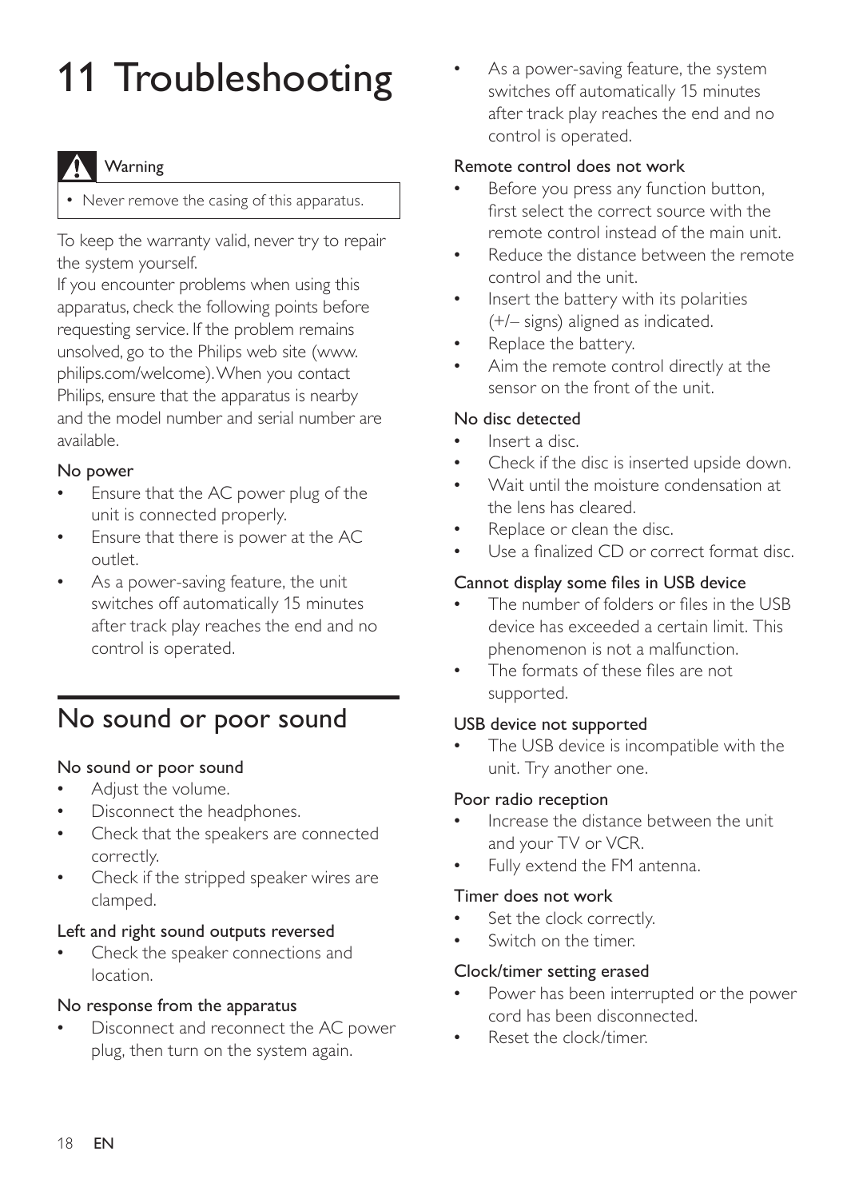# 11 Troubleshooting

**Warning**

- Never remove the casing of this apparatus.

To keep the warranty valid, never try to repair the system yourself.

If you encounter problems when using this apparatus, check the following points before requesting service. If the problem remains unsolved, go to the Philips web site (www.philips.com/welcome). When you contact Philips, ensure that the apparatus is nearby and the model number and serial number are available.

### No power

- Ensure that the AC power plug of the unit is connected properly.
- Ensure that there is power at the AC outlet.
- As a power-saving feature, the unit switches off automatically 15 minutes after track play reaches the end and no control is operated.

## No sound or poor sound

### No sound or poor sound

- Adjust the volume.
- Disconnect the headphones.
- Check that the speakers are connected correctly.
- Check if the stripped speaker wires are clamped.

### Left and right sound outputs reversed

- Check the speaker connections and location.

### No response from the apparatus

- Disconnect and reconnect the AC power plug, then turn on the system again.
- As a power-saving feature, the system switches off automatically 15 minutes after track play reaches the end and no control is operated.

### Remote control does not work

- Before you press any function button, first select the correct source with the remote control instead of the main unit.
- Reduce the distance between the remote control and the unit.
- Insert the battery with its polarities (+/– signs) aligned as indicated.
- Replace the battery.
- Aim the remote control directly at the sensor on the front of the unit.

### No disc detected

- Insert a disc.
- Check if the disc is inserted upside down.
- Wait until the moisture condensation at the lens has cleared.
- Replace or clean the disc.
- Use a finalized CD or correct format disc.

### Cannot display some files in USB device

- The number of folders or files in the USB device has exceeded a certain limit. This phenomenon is not a malfunction.
- The formats of these files are not supported.

### USB device not supported

- The USB device is incompatible with the unit. Try another one.

### Poor radio reception

- Increase the distance between the unit and your TV or VCR.
- Fully extend the FM antenna.

### Timer does not work

- Set the clock correctly.
- Switch on the timer.

### Clock/timer setting erased

- Power has been interrupted or the power cord has been disconnected.
- Reset the clock/timer.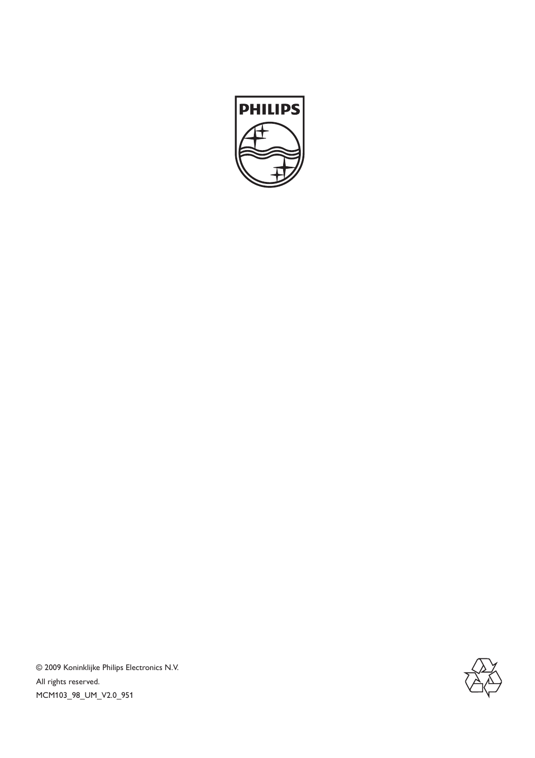PHILIPS

© 2009 Koninklijke Philips Electronics N.V.

All rights reserved.

MCM103_98_UM_V2.0_951